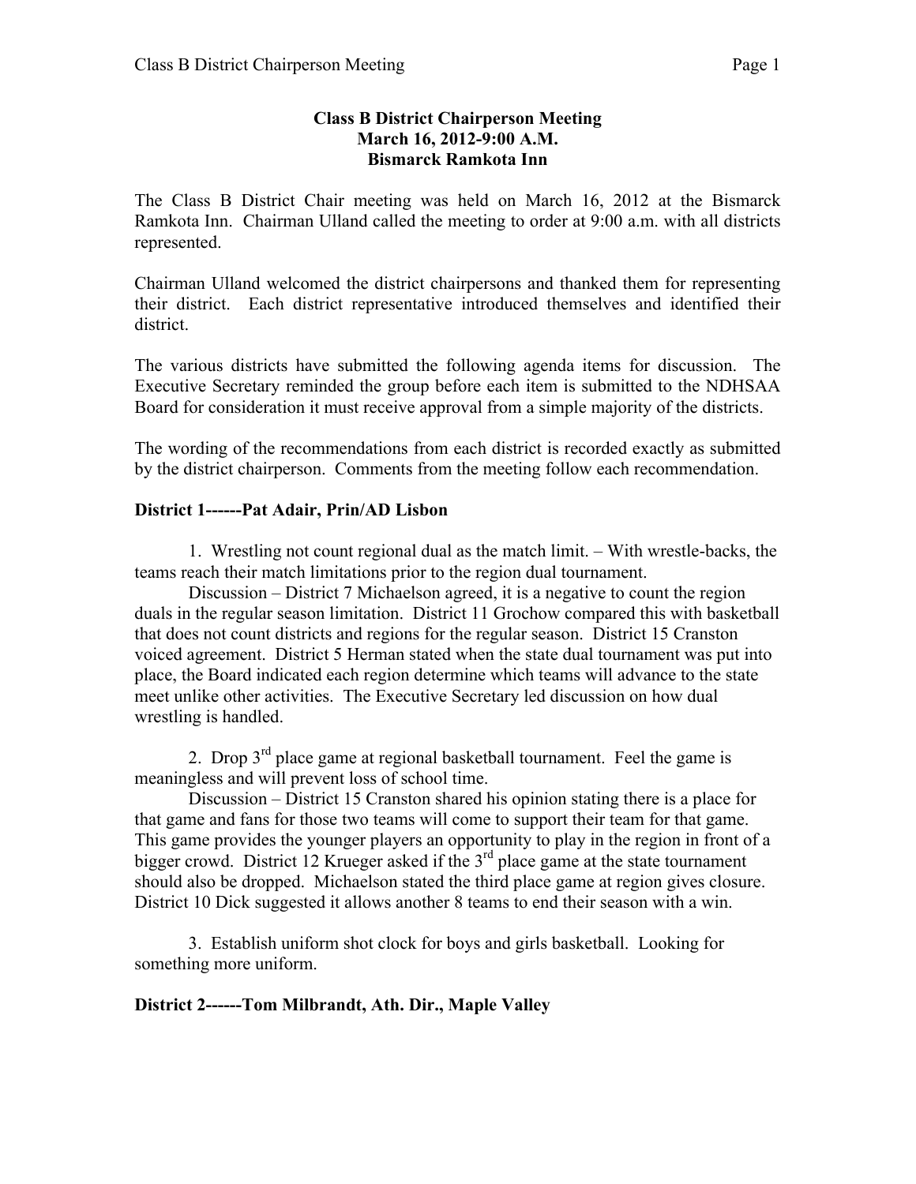**Class B District Chairperson Meeting**
**March 16, 2012-9:00 A.M.**
**Bismarck Ramkota Inn**

The Class B District Chair meeting was held on March 16, 2012 at the Bismarck Ramkota Inn. Chairman Ulland called the meeting to order at 9:00 a.m. with all districts represented.

Chairman Ulland welcomed the district chairpersons and thanked them for representing their district. Each district representative introduced themselves and identified their district.

The various districts have submitted the following agenda items for discussion. The Executive Secretary reminded the group before each item is submitted to the NDHSAA Board for consideration it must receive approval from a simple majority of the districts.

The wording of the recommendations from each district is recorded exactly as submitted by the district chairperson. Comments from the meeting follow each recommendation.

**District 1------Pat Adair, Prin/AD Lisbon**

1. Wrestling not count regional dual as the match limit. – With wrestle-backs, the teams reach their match limitations prior to the region dual tournament.

Discussion – District 7 Michaelson agreed, it is a negative to count the region duals in the regular season limitation. District 11 Grochow compared this with basketball that does not count districts and regions for the regular season. District 15 Cranston voiced agreement. District 5 Herman stated when the state dual tournament was put into place, the Board indicated each region determine which teams will advance to the state meet unlike other activities. The Executive Secretary led discussion on how dual wrestling is handled.

2. Drop 3rd place game at regional basketball tournament. Feel the game is meaningless and will prevent loss of school time.

Discussion – District 15 Cranston shared his opinion stating there is a place for that game and fans for those two teams will come to support their team for that game. This game provides the younger players an opportunity to play in the region in front of a bigger crowd. District 12 Krueger asked if the 3rd place game at the state tournament should also be dropped. Michaelson stated the third place game at region gives closure. District 10 Dick suggested it allows another 8 teams to end their season with a win.

3. Establish uniform shot clock for boys and girls basketball. Looking for something more uniform.

**District 2------Tom Milbrandt, Ath. Dir., Maple Valley**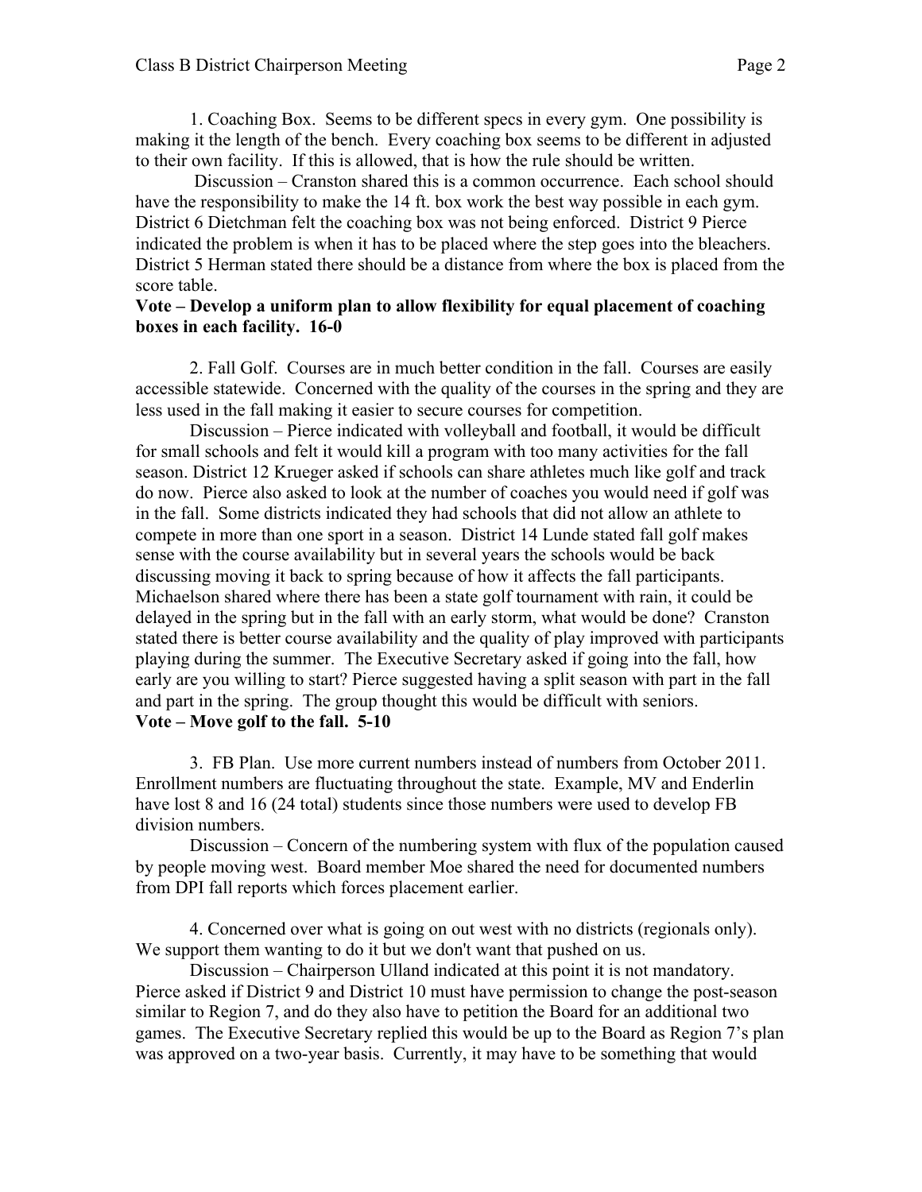1. Coaching Box. Seems to be different specs in every gym. One possibility is making it the length of the bench. Every coaching box seems to be different in adjusted to their own facility. If this is allowed, that is how the rule should be written.

Discussion – Cranston shared this is a common occurrence. Each school should have the responsibility to make the 14 ft. box work the best way possible in each gym. District 6 Dietchman felt the coaching box was not being enforced. District 9 Pierce indicated the problem is when it has to be placed where the step goes into the bleachers. District 5 Herman stated there should be a distance from where the box is placed from the score table.

**Vote – Develop a uniform plan to allow flexibility for equal placement of coaching boxes in each facility. 16-0**

2. Fall Golf. Courses are in much better condition in the fall. Courses are easily accessible statewide. Concerned with the quality of the courses in the spring and they are less used in the fall making it easier to secure courses for competition.

Discussion – Pierce indicated with volleyball and football, it would be difficult for small schools and felt it would kill a program with too many activities for the fall season. District 12 Krueger asked if schools can share athletes much like golf and track do now. Pierce also asked to look at the number of coaches you would need if golf was in the fall. Some districts indicated they had schools that did not allow an athlete to compete in more than one sport in a season. District 14 Lunde stated fall golf makes sense with the course availability but in several years the schools would be back discussing moving it back to spring because of how it affects the fall participants. Michaelson shared where there has been a state golf tournament with rain, it could be delayed in the spring but in the fall with an early storm, what would be done? Cranston stated there is better course availability and the quality of play improved with participants playing during the summer. The Executive Secretary asked if going into the fall, how early are you willing to start? Pierce suggested having a split season with part in the fall and part in the spring. The group thought this would be difficult with seniors.

**Vote – Move golf to the fall. 5-10**

3. FB Plan. Use more current numbers instead of numbers from October 2011. Enrollment numbers are fluctuating throughout the state. Example, MV and Enderlin have lost 8 and 16 (24 total) students since those numbers were used to develop FB division numbers.

Discussion – Concern of the numbering system with flux of the population caused by people moving west. Board member Moe shared the need for documented numbers from DPI fall reports which forces placement earlier.

4. Concerned over what is going on out west with no districts (regionals only). We support them wanting to do it but we don't want that pushed on us.

Discussion – Chairperson Ulland indicated at this point it is not mandatory. Pierce asked if District 9 and District 10 must have permission to change the post-season similar to Region 7, and do they also have to petition the Board for an additional two games. The Executive Secretary replied this would be up to the Board as Region 7's plan was approved on a two-year basis. Currently, it may have to be something that would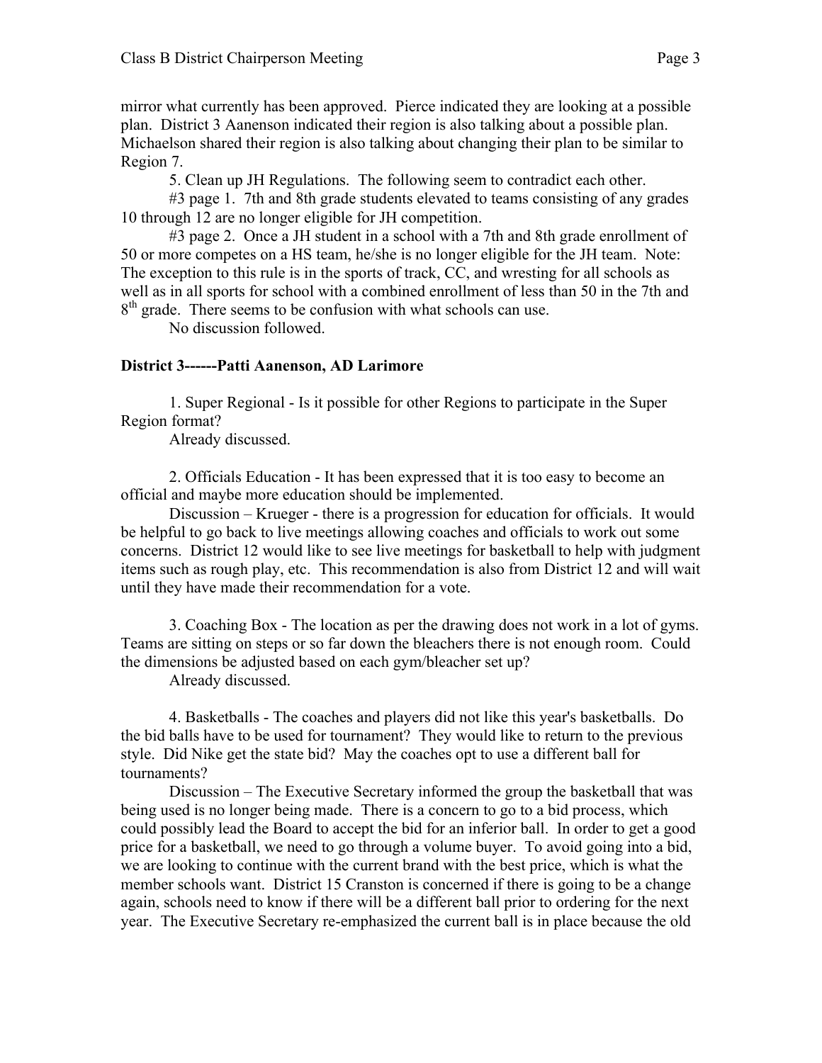mirror what currently has been approved. Pierce indicated they are looking at a possible plan. District 3 Aanenson indicated their region is also talking about a possible plan. Michaelson shared their region is also talking about changing their plan to be similar to Region 7.

5. Clean up JH Regulations. The following seem to contradict each other.

#3 page 1. 7th and 8th grade students elevated to teams consisting of any grades 10 through 12 are no longer eligible for JH competition.

#3 page 2. Once a JH student in a school with a 7th and 8th grade enrollment of 50 or more competes on a HS team, he/she is no longer eligible for the JH team. Note: The exception to this rule is in the sports of track, CC, and wresting for all schools as well as in all sports for school with a combined enrollment of less than 50 in the 7th and 8th grade. There seems to be confusion with what schools can use.

No discussion followed.

**District 3------Patti Aanenson, AD Larimore**

1. Super Regional - Is it possible for other Regions to participate in the Super Region format?

Already discussed.

2. Officials Education - It has been expressed that it is too easy to become an official and maybe more education should be implemented.

Discussion – Krueger - there is a progression for education for officials. It would be helpful to go back to live meetings allowing coaches and officials to work out some concerns. District 12 would like to see live meetings for basketball to help with judgment items such as rough play, etc. This recommendation is also from District 12 and will wait until they have made their recommendation for a vote.

3. Coaching Box - The location as per the drawing does not work in a lot of gyms. Teams are sitting on steps or so far down the bleachers there is not enough room. Could the dimensions be adjusted based on each gym/bleacher set up?

Already discussed.

4. Basketballs - The coaches and players did not like this year's basketballs. Do the bid balls have to be used for tournament? They would like to return to the previous style. Did Nike get the state bid? May the coaches opt to use a different ball for tournaments?

Discussion – The Executive Secretary informed the group the basketball that was being used is no longer being made. There is a concern to go to a bid process, which could possibly lead the Board to accept the bid for an inferior ball. In order to get a good price for a basketball, we need to go through a volume buyer. To avoid going into a bid, we are looking to continue with the current brand with the best price, which is what the member schools want. District 15 Cranston is concerned if there is going to be a change again, schools need to know if there will be a different ball prior to ordering for the next year. The Executive Secretary re-emphasized the current ball is in place because the old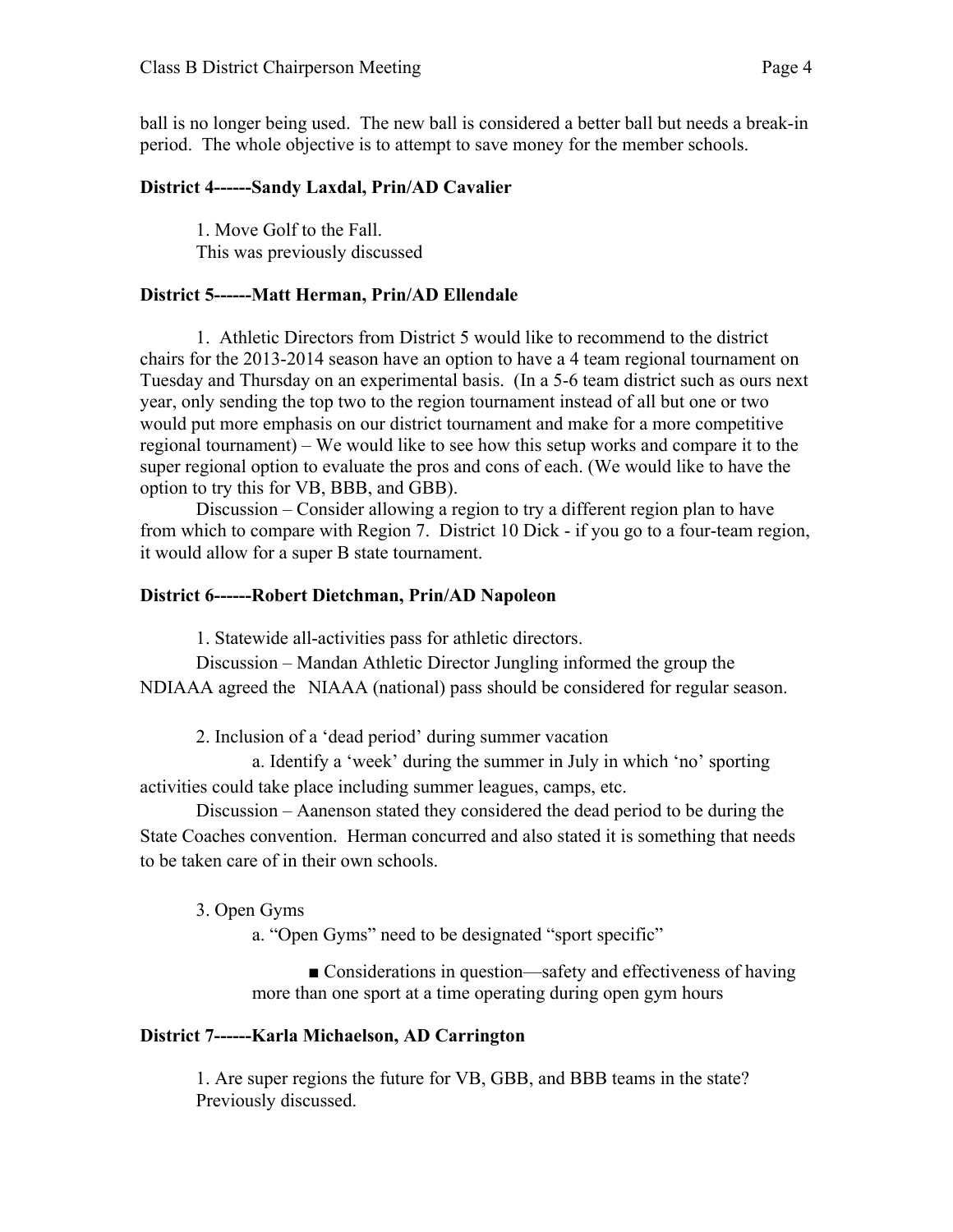ball is no longer being used. The new ball is considered a better ball but needs a break-in period. The whole objective is to attempt to save money for the member schools.

**District 4------Sandy Laxdal, Prin/AD Cavalier**

1. Move Golf to the Fall.
This was previously discussed

**District 5------Matt Herman, Prin/AD Ellendale**

1. Athletic Directors from District 5 would like to recommend to the district chairs for the 2013-2014 season have an option to have a 4 team regional tournament on Tuesday and Thursday on an experimental basis. (In a 5-6 team district such as ours next year, only sending the top two to the region tournament instead of all but one or two would put more emphasis on our district tournament and make for a more competitive regional tournament) – We would like to see how this setup works and compare it to the super regional option to evaluate the pros and cons of each. (We would like to have the option to try this for VB, BBB, and GBB).

Discussion – Consider allowing a region to try a different region plan to have from which to compare with Region 7. District 10 Dick - if you go to a four-team region, it would allow for a super B state tournament.

**District 6------Robert Dietchman, Prin/AD Napoleon**

1. Statewide all-activities pass for athletic directors.

Discussion – Mandan Athletic Director Jungling informed the group the NDIAAA agreed the NIAAA (national) pass should be considered for regular season.

2. Inclusion of a 'dead period' during summer vacation

a. Identify a 'week' during the summer in July in which 'no' sporting activities could take place including summer leagues, camps, etc.

Discussion – Aanenson stated they considered the dead period to be during the State Coaches convention. Herman concurred and also stated it is something that needs to be taken care of in their own schools.

3. Open Gyms

a. "Open Gyms" need to be designated "sport specific"

- Considerations in question—safety and effectiveness of having more than one sport at a time operating during open gym hours

**District 7------Karla Michaelson, AD Carrington**

1. Are super regions the future for VB, GBB, and BBB teams in the state?
Previously discussed.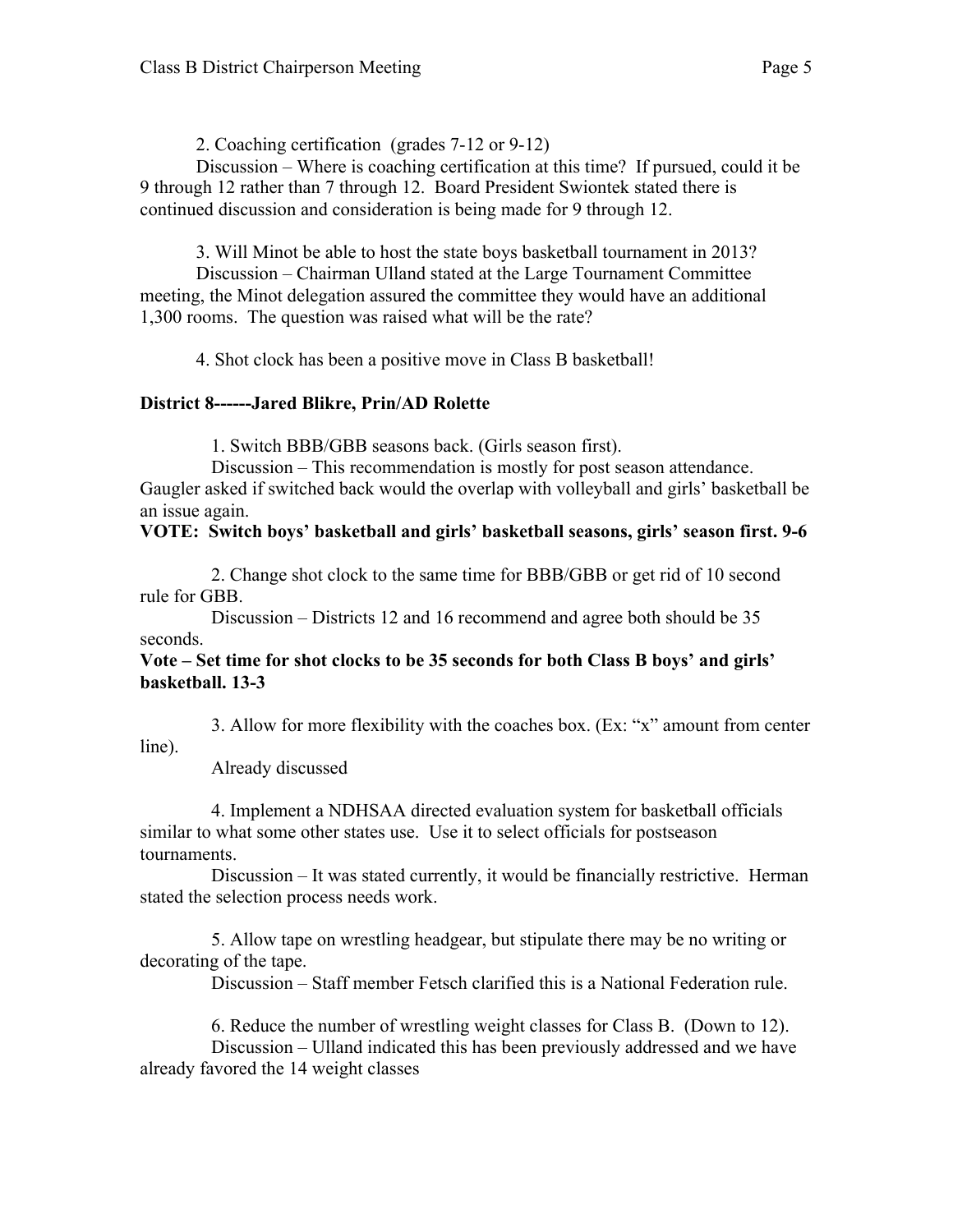2. Coaching certification (grades 7-12 or 9-12)

Discussion – Where is coaching certification at this time? If pursued, could it be 9 through 12 rather than 7 through 12. Board President Swiontek stated there is continued discussion and consideration is being made for 9 through 12.

3. Will Minot be able to host the state boys basketball tournament in 2013?

Discussion – Chairman Ulland stated at the Large Tournament Committee meeting, the Minot delegation assured the committee they would have an additional 1,300 rooms. The question was raised what will be the rate?

4. Shot clock has been a positive move in Class B basketball!

**District 8------Jared Blikre, Prin/AD Rolette**

1. Switch BBB/GBB seasons back. (Girls season first).

Discussion – This recommendation is mostly for post season attendance. Gaugler asked if switched back would the overlap with volleyball and girls' basketball be an issue again.

**VOTE: Switch boys' basketball and girls' basketball seasons, girls' season first. 9-6**

2. Change shot clock to the same time for BBB/GBB or get rid of 10 second rule for GBB.

Discussion – Districts 12 and 16 recommend and agree both should be 35 seconds.

**Vote – Set time for shot clocks to be 35 seconds for both Class B boys' and girls' basketball. 13-3**

3. Allow for more flexibility with the coaches box. (Ex: "x" amount from center line).

Already discussed

4. Implement a NDHSAA directed evaluation system for basketball officials similar to what some other states use. Use it to select officials for postseason tournaments.

Discussion – It was stated currently, it would be financially restrictive. Herman stated the selection process needs work.

5. Allow tape on wrestling headgear, but stipulate there may be no writing or decorating of the tape.

Discussion – Staff member Fetsch clarified this is a National Federation rule.

6. Reduce the number of wrestling weight classes for Class B. (Down to 12).

Discussion – Ulland indicated this has been previously addressed and we have already favored the 14 weight classes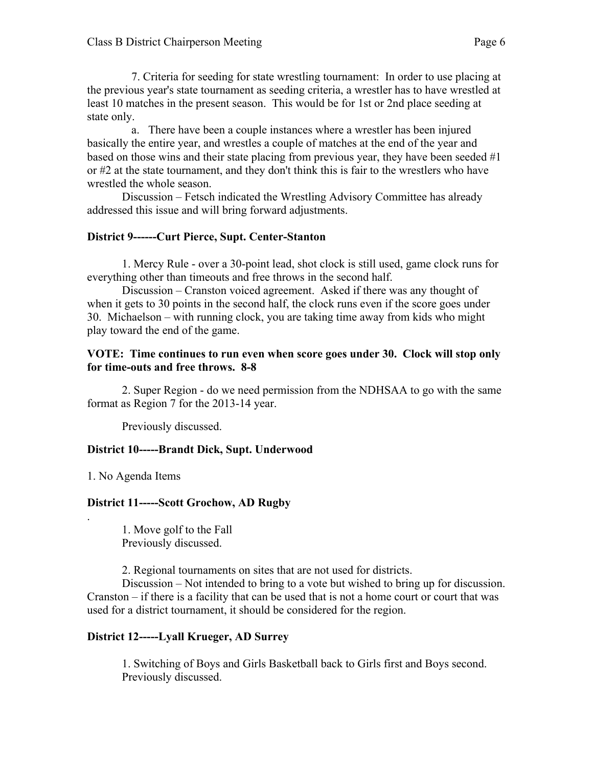7. Criteria for seeding for state wrestling tournament: In order to use placing at the previous year's state tournament as seeding criteria, a wrestler has to have wrestled at least 10 matches in the present season. This would be for 1st or 2nd place seeding at state only.

a. There have been a couple instances where a wrestler has been injured basically the entire year, and wrestles a couple of matches at the end of the year and based on those wins and their state placing from previous year, they have been seeded #1 or #2 at the state tournament, and they don't think this is fair to the wrestlers who have wrestled the whole season.

Discussion – Fetsch indicated the Wrestling Advisory Committee has already addressed this issue and will bring forward adjustments.

**District 9------Curt Pierce, Supt. Center-Stanton**

1. Mercy Rule - over a 30-point lead, shot clock is still used, game clock runs for everything other than timeouts and free throws in the second half.

Discussion – Cranston voiced agreement. Asked if there was any thought of when it gets to 30 points in the second half, the clock runs even if the score goes under 30. Michaelson – with running clock, you are taking time away from kids who might play toward the end of the game.

**VOTE: Time continues to run even when score goes under 30. Clock will stop only for time-outs and free throws. 8-8**

2. Super Region - do we need permission from the NDHSAA to go with the same format as Region 7 for the 2013-14 year.

Previously discussed.

**District 10-----Brandt Dick, Supt. Underwood**

1. No Agenda Items

**District 11-----Scott Grochow, AD Rugby**

.

1. Move golf to the Fall
Previously discussed.

2. Regional tournaments on sites that are not used for districts.

Discussion – Not intended to bring to a vote but wished to bring up for discussion. Cranston – if there is a facility that can be used that is not a home court or court that was used for a district tournament, it should be considered for the region.

**District 12-----Lyall Krueger, AD Surrey**

1. Switching of Boys and Girls Basketball back to Girls first and Boys second.
Previously discussed.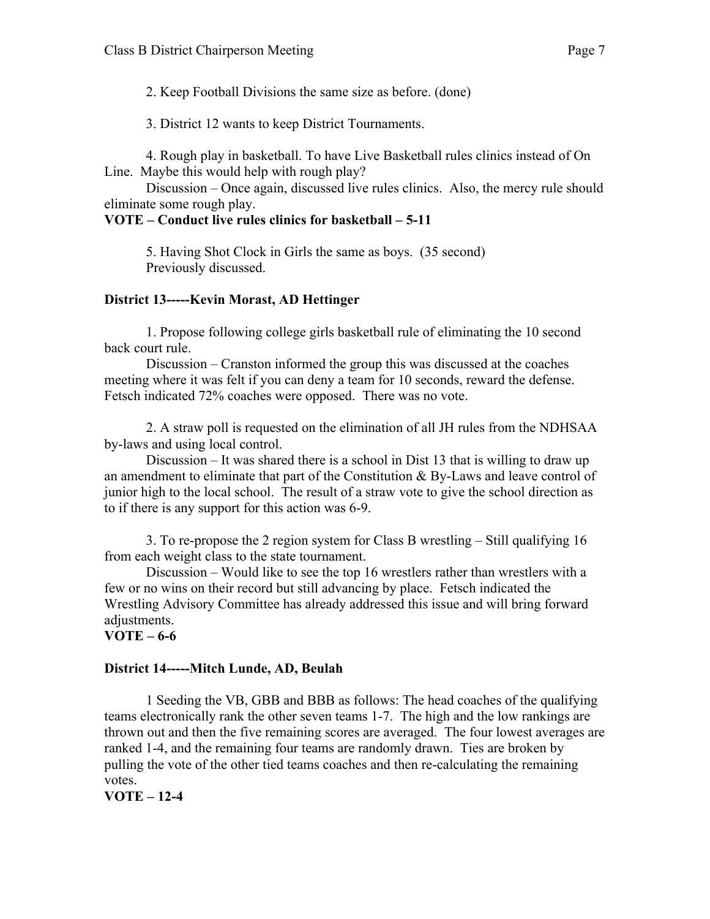2. Keep Football Divisions the same size as before. (done)

3. District 12 wants to keep District Tournaments.

4. Rough play in basketball. To have Live Basketball rules clinics instead of On Line. Maybe this would help with rough play?

Discussion – Once again, discussed live rules clinics. Also, the mercy rule should eliminate some rough play.

**VOTE – Conduct live rules clinics for basketball – 5-11**

5. Having Shot Clock in Girls the same as boys. (35 second)

Previously discussed.

**District 13-----Kevin Morast, AD Hettinger**

1. Propose following college girls basketball rule of eliminating the 10 second back court rule.

Discussion – Cranston informed the group this was discussed at the coaches meeting where it was felt if you can deny a team for 10 seconds, reward the defense. Fetsch indicated 72% coaches were opposed. There was no vote.

2. A straw poll is requested on the elimination of all JH rules from the NDHSAA by-laws and using local control.

Discussion – It was shared there is a school in Dist 13 that is willing to draw up an amendment to eliminate that part of the Constitution & By-Laws and leave control of junior high to the local school. The result of a straw vote to give the school direction as to if there is any support for this action was 6-9.

3. To re-propose the 2 region system for Class B wrestling – Still qualifying 16 from each weight class to the state tournament.

Discussion – Would like to see the top 16 wrestlers rather than wrestlers with a few or no wins on their record but still advancing by place. Fetsch indicated the Wrestling Advisory Committee has already addressed this issue and will bring forward adjustments.

**VOTE – 6-6**

**District 14-----Mitch Lunde, AD, Beulah**

1 Seeding the VB, GBB and BBB as follows: The head coaches of the qualifying teams electronically rank the other seven teams 1-7. The high and the low rankings are thrown out and then the five remaining scores are averaged. The four lowest averages are ranked 1-4, and the remaining four teams are randomly drawn. Ties are broken by pulling the vote of the other tied teams coaches and then re-calculating the remaining votes.

**VOTE – 12-4**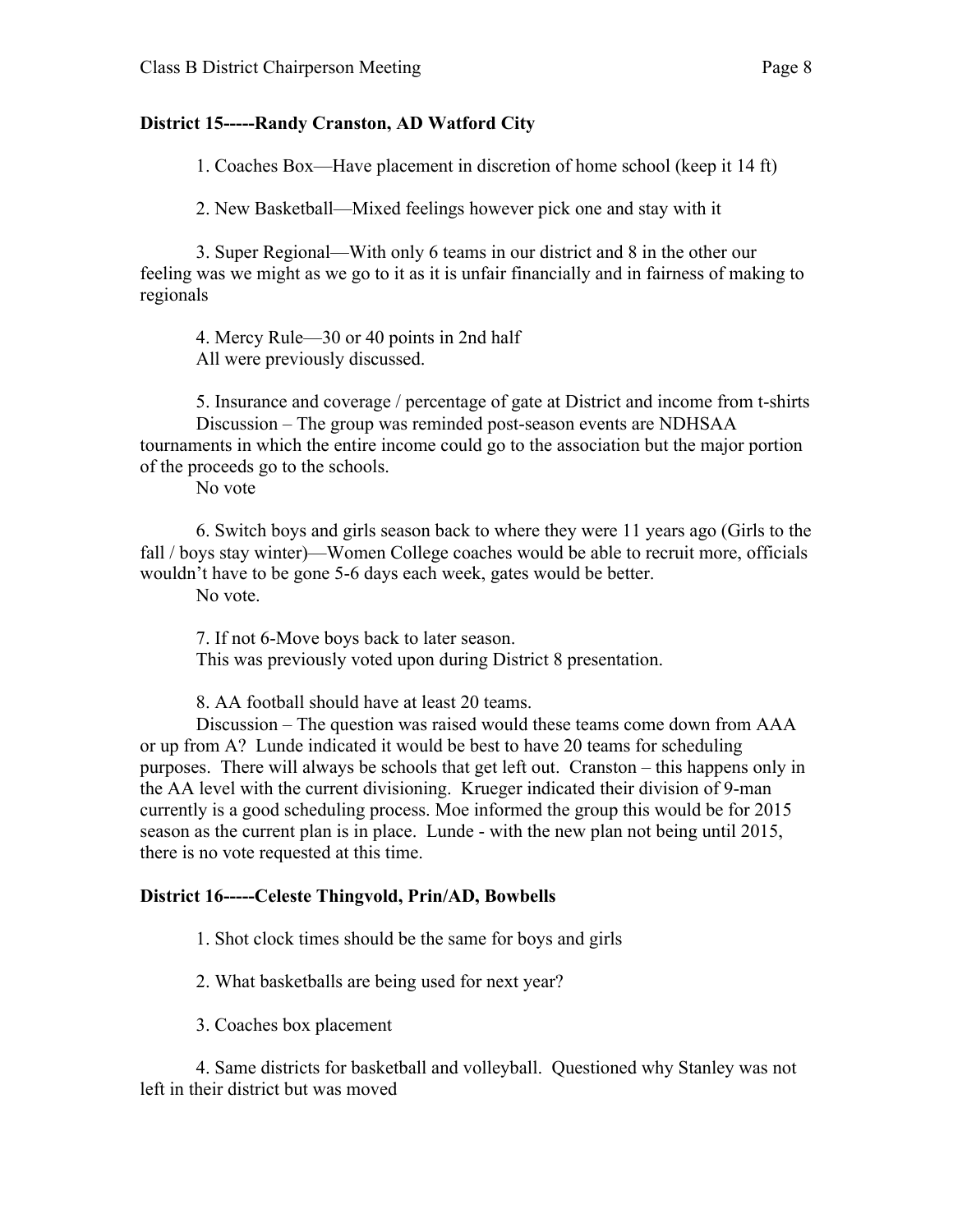**District 15-----Randy Cranston, AD Watford City**

1. Coaches Box—Have placement in discretion of home school (keep it 14 ft)

2. New Basketball—Mixed feelings however pick one and stay with it

3. Super Regional—With only 6 teams in our district and 8 in the other our feeling was we might as we go to it as it is unfair financially and in fairness of making to regionals

4. Mercy Rule—30 or 40 points in 2nd half
All were previously discussed.

5. Insurance and coverage / percentage of gate at District and income from t-shirts
Discussion – The group was reminded post-season events are NDHSAA tournaments in which the entire income could go to the association but the major portion of the proceeds go to the schools.
No vote

6. Switch boys and girls season back to where they were 11 years ago (Girls to the fall / boys stay winter)—Women College coaches would be able to recruit more, officials wouldn't have to be gone 5-6 days each week, gates would be better.
No vote.

7. If not 6-Move boys back to later season.
This was previously voted upon during District 8 presentation.

8. AA football should have at least 20 teams.
Discussion – The question was raised would these teams come down from AAA or up from A? Lunde indicated it would be best to have 20 teams for scheduling purposes. There will always be schools that get left out. Cranston – this happens only in the AA level with the current divisioning. Krueger indicated their division of 9-man currently is a good scheduling process. Moe informed the group this would be for 2015 season as the current plan is in place. Lunde - with the new plan not being until 2015, there is no vote requested at this time.

**District 16-----Celeste Thingvold, Prin/AD, Bowbells**

1. Shot clock times should be the same for boys and girls

2. What basketballs are being used for next year?

3. Coaches box placement

4. Same districts for basketball and volleyball. Questioned why Stanley was not left in their district but was moved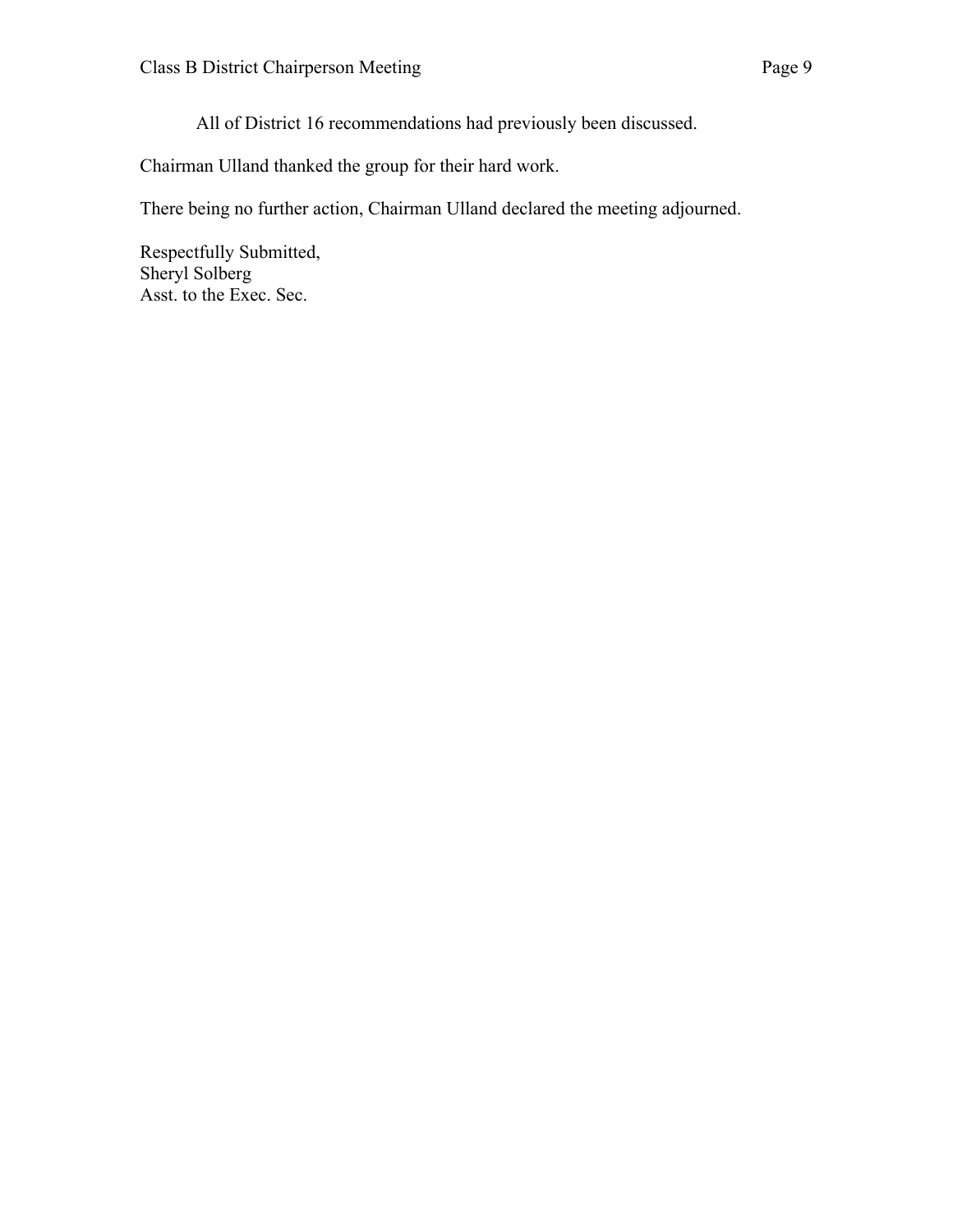All of District 16 recommendations had previously been discussed.

Chairman Ulland thanked the group for their hard work.

There being no further action, Chairman Ulland declared the meeting adjourned.

Respectfully Submitted,
Sheryl Solberg
Asst. to the Exec. Sec.